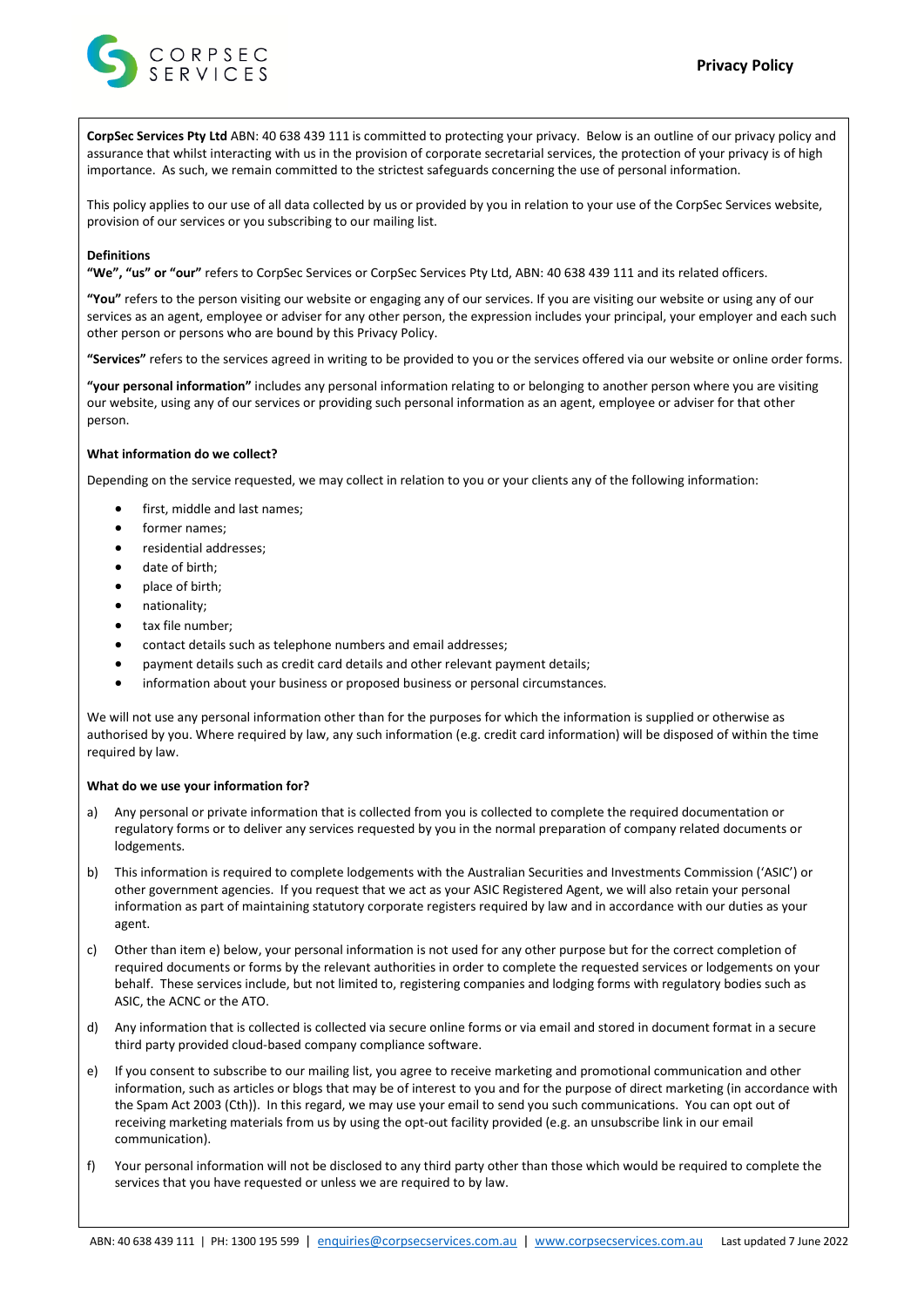# Privacy Policy

**CorpSec Services Pty Ltd** ABN: 40 638 439 111 is committed to protecting your privacy. Below is an outline of our privacy policy and assurance that whilst interacting with us in the provision of corporate secretarial services, the protection of your privacy is of high importance. As such, we remain committed to the strictest safeguards concerning the use of personal information.

This policy applies to our use of all data collected by us or provided by you in relation to your use of the CorpSec Services website, provision of our services or you subscribing to our mailing list.

**Definitions**

**"We", "us" or "our"** refers to CorpSec Services or CorpSec Services Pty Ltd, ABN: 40 638 439 111 and its related officers.

**"You"** refers to the person visiting our website or engaging any of our services. If you are visiting our website or using any of our services as an agent, employee or adviser for any other person, the expression includes your principal, your employer and each such other person or persons who are bound by this Privacy Policy.

**"Services"** refers to the services agreed in writing to be provided to you or the services offered via our website or online order forms.

**"your personal information"** includes any personal information relating to or belonging to another person where you are visiting our website, using any of our services or providing such personal information as an agent, employee or adviser for that other person.

**What information do we collect?**

Depending on the service requested, we may collect in relation to you or your clients any of the following information:

- first, middle and last names;
- former names;
- residential addresses;
- date of birth;
- place of birth;
- nationality;
- tax file number;
- contact details such as telephone numbers and email addresses;
- payment details such as credit card details and other relevant payment details;
- information about your business or proposed business or personal circumstances.

We will not use any personal information other than for the purposes for which the information is supplied or otherwise as authorised by you. Where required by law, any such information (e.g. credit card information) will be disposed of within the time required by law.

**What do we use your information for?**

a) Any personal or private information that is collected from you is collected to complete the required documentation or regulatory forms or to deliver any services requested by you in the normal preparation of company related documents or lodgements.

b) This information is required to complete lodgements with the Australian Securities and Investments Commission ('ASIC') or other government agencies. If you request that we act as your ASIC Registered Agent, we will also retain your personal information as part of maintaining statutory corporate registers required by law and in accordance with our duties as your agent.

c) Other than item e) below, your personal information is not used for any other purpose but for the correct completion of required documents or forms by the relevant authorities in order to complete the requested services or lodgements on your behalf. These services include, but not limited to, registering companies and lodging forms with regulatory bodies such as ASIC, the ACNC or the ATO.

d) Any information that is collected is collected via secure online forms or via email and stored in document format in a secure third party provided cloud-based company compliance software.

e) If you consent to subscribe to our mailing list, you agree to receive marketing and promotional communication and other information, such as articles or blogs that may be of interest to you and for the purpose of direct marketing (in accordance with the Spam Act 2003 (Cth)). In this regard, we may use your email to send you such communications. You can opt out of receiving marketing materials from us by using the opt-out facility provided (e.g. an unsubscribe link in our email communication).

f) Your personal information will not be disclosed to any third party other than those which would be required to complete the services that you have requested or unless we are required to by law.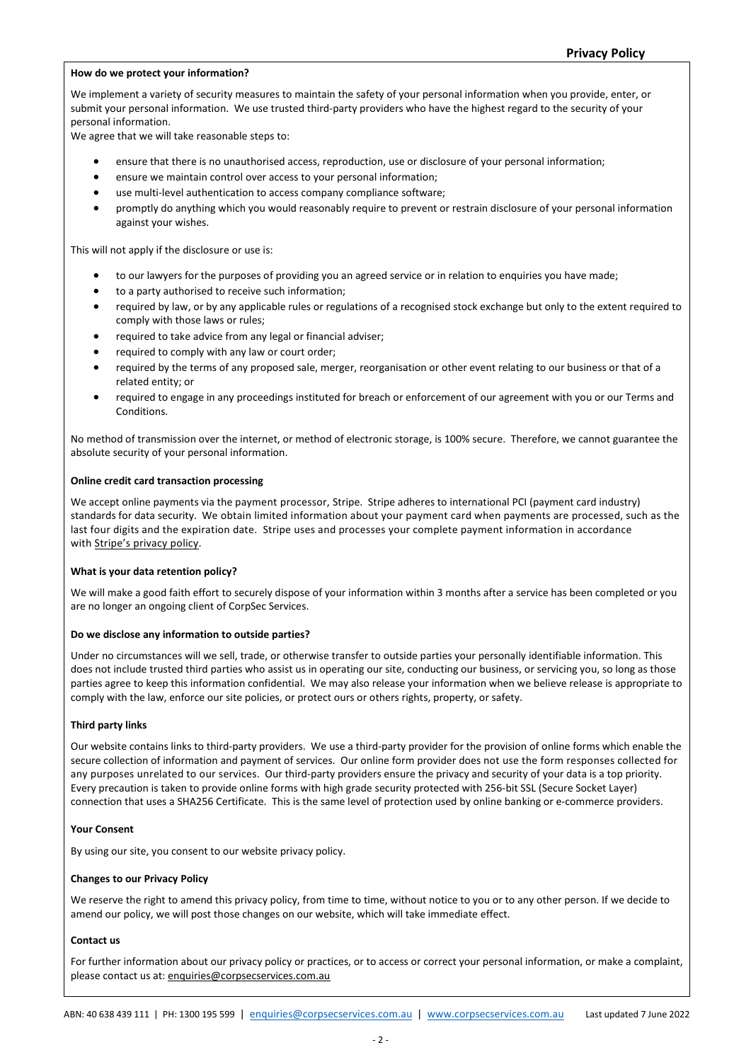**How do we protect your information?**

We implement a variety of security measures to maintain the safety of your personal information when you provide, enter, or submit your personal information. We use trusted third-party providers who have the highest regard to the security of your personal information.
We agree that we will take reasonable steps to:

- ensure that there is no unauthorised access, reproduction, use or disclosure of your personal information;
- ensure we maintain control over access to your personal information;
- use multi-level authentication to access company compliance software;
- promptly do anything which you would reasonably require to prevent or restrain disclosure of your personal information against your wishes.

This will not apply if the disclosure or use is:

- to our lawyers for the purposes of providing you an agreed service or in relation to enquiries you have made;
- to a party authorised to receive such information;
- required by law, or by any applicable rules or regulations of a recognised stock exchange but only to the extent required to comply with those laws or rules;
- required to take advice from any legal or financial adviser;
- required to comply with any law or court order;
- required by the terms of any proposed sale, merger, reorganisation or other event relating to our business or that of a related entity; or
- required to engage in any proceedings instituted for breach or enforcement of our agreement with you or our Terms and Conditions.

No method of transmission over the internet, or method of electronic storage, is 100% secure. Therefore, we cannot guarantee the absolute security of your personal information.

**Online credit card transaction processing**

We accept online payments via the payment processor, Stripe. Stripe adheres to international PCI (payment card industry) standards for data security. We obtain limited information about your payment card when payments are processed, such as the last four digits and the expiration date. Stripe uses and processes your complete payment information in accordance with Stripe's privacy policy.

**What is your data retention policy?**

We will make a good faith effort to securely dispose of your information within 3 months after a service has been completed or you are no longer an ongoing client of CorpSec Services.

**Do we disclose any information to outside parties?**

Under no circumstances will we sell, trade, or otherwise transfer to outside parties your personally identifiable information. This does not include trusted third parties who assist us in operating our site, conducting our business, or servicing you, so long as those parties agree to keep this information confidential. We may also release your information when we believe release is appropriate to comply with the law, enforce our site policies, or protect ours or others rights, property, or safety.

**Third party links**

Our website contains links to third-party providers. We use a third-party provider for the provision of online forms which enable the secure collection of information and payment of services. Our online form provider does not use the form responses collected for any purposes unrelated to our services. Our third-party providers ensure the privacy and security of your data is a top priority. Every precaution is taken to provide online forms with high grade security protected with 256-bit SSL (Secure Socket Layer) connection that uses a SHA256 Certificate. This is the same level of protection used by online banking or e-commerce providers.

**Your Consent**

By using our site, you consent to our website privacy policy.

**Changes to our Privacy Policy**

We reserve the right to amend this privacy policy, from time to time, without notice to you or to any other person. If we decide to amend our policy, we will post those changes on our website, which will take immediate effect.

**Contact us**

For further information about our privacy policy or practices, or to access or correct your personal information, or make a complaint, please contact us at: enquiries@corpsecservices.com.au